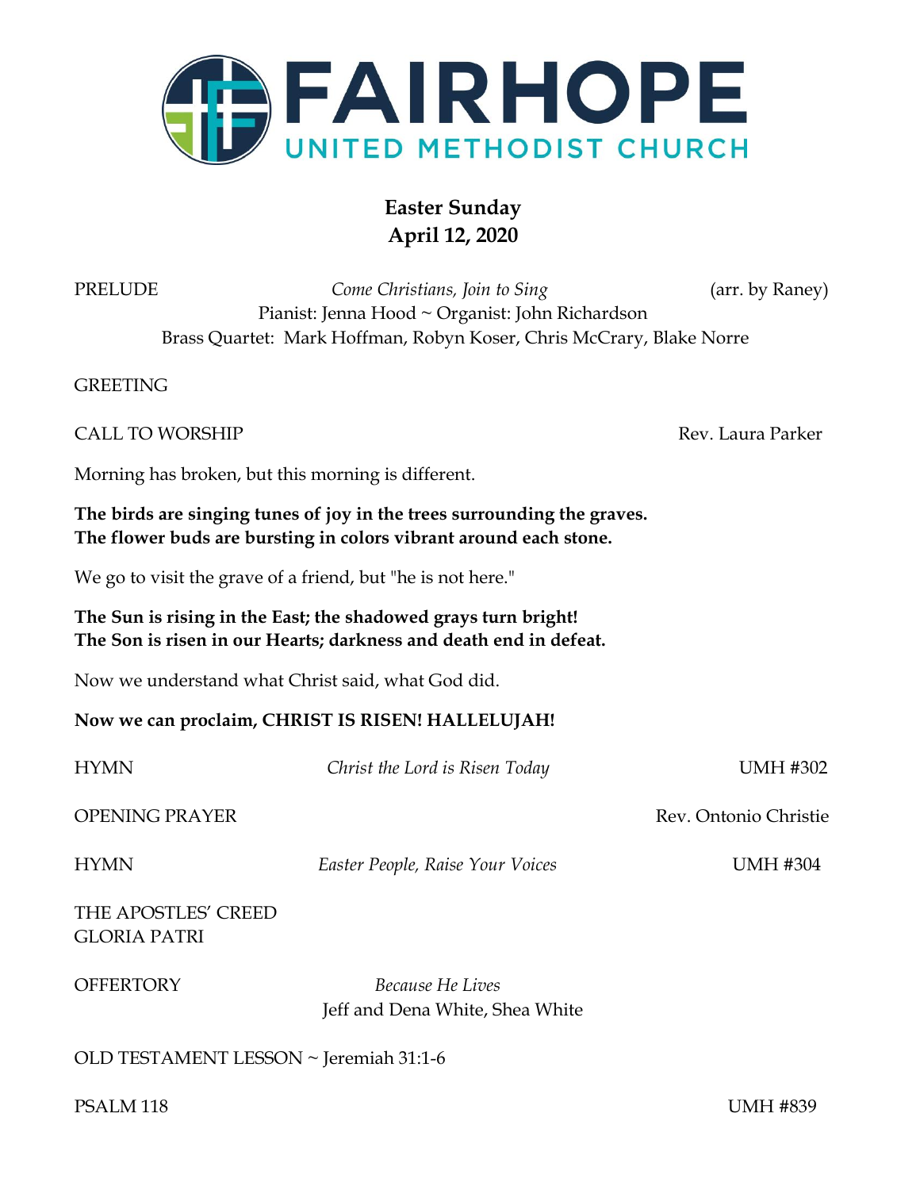# FAIRHOPE

## UNITED METHODIST CHURCH

**Easter Sunday**
**April 12, 2020**

PRELUDE *Come Christians, Join to Sing* (arr. by Raney)
Pianist: Jenna Hood ~ Organist: John Richardson
Brass Quartet: Mark Hoffman, Robyn Koser, Chris McCrary, Blake Norre

GREETING

CALL TO WORSHIP Rev. Laura Parker

Morning has broken, but this morning is different.

**The birds are singing tunes of joy in the trees surrounding the graves.**
**The flower buds are bursting in colors vibrant around each stone.**

We go to visit the grave of a friend, but "he is not here."

**The Sun is rising in the East; the shadowed grays turn bright!**
**The Son is risen in our Hearts; darkness and death end in defeat.**

Now we understand what Christ said, what God did.

**Now we can proclaim, CHRIST IS RISEN! HALLELUJAH!**

HYMN *Christ the Lord is Risen Today* UMH #302

OPENING PRAYER Rev. Ontonio Christie

HYMN *Easter People, Raise Your Voices* UMH #304

THE APOSTLES' CREED
GLORIA PATRI

OFFERTORY *Because He Lives*
Jeff and Dena White, Shea White

OLD TESTAMENT LESSON ~ Jeremiah 31:1-6

PSALM 118 UMH #839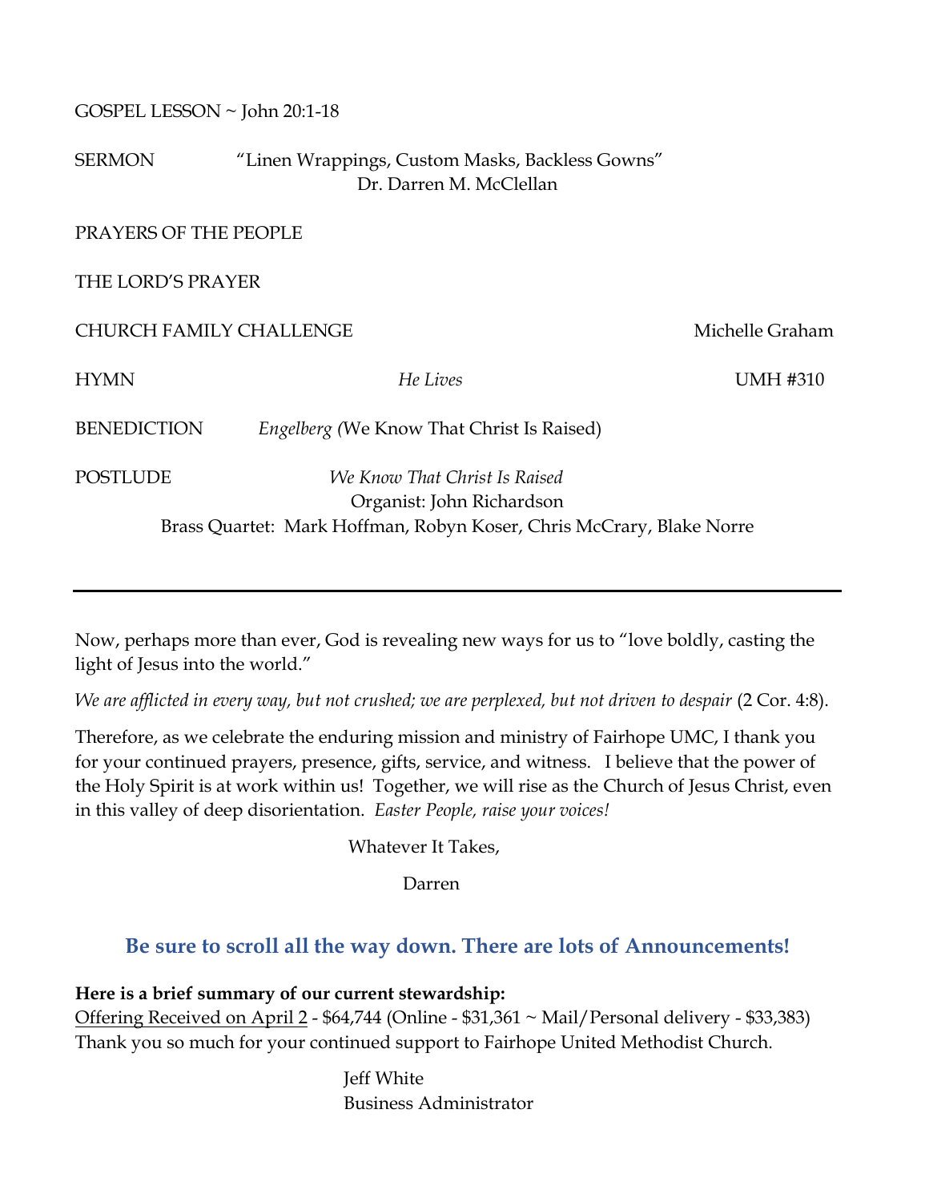GOSPEL LESSON ~ John 20:1-18

SERMON "Linen Wrappings, Custom Masks, Backless Gowns"
Dr. Darren M. McClellan

PRAYERS OF THE PEOPLE

THE LORD'S PRAYER

CHURCH FAMILY CHALLENGE Michelle Graham

HYMN *He Lives* UMH #310

BENEDICTION *Engelberg (*We Know That Christ Is Raised)

POSTLUDE *We Know That Christ Is Raised*
Organist: John Richardson
Brass Quartet: Mark Hoffman, Robyn Koser, Chris McCrary, Blake Norre

---

Now, perhaps more than ever, God is revealing new ways for us to "love boldly, casting the light of Jesus into the world."

*We are afflicted in every way, but not crushed; we are perplexed, but not driven to despair* (2 Cor. 4:8).

Therefore, as we celebrate the enduring mission and ministry of Fairhope UMC, I thank you for your continued prayers, presence, gifts, service, and witness. I believe that the power of the Holy Spirit is at work within us! Together, we will rise as the Church of Jesus Christ, even in this valley of deep disorientation. *Easter People, raise your voices!*

Whatever It Takes,

Darren

## Be sure to scroll all the way down. There are lots of Announcements!

**Here is a brief summary of our current stewardship:**
Offering Received on April 2 - $64,744 (Online - $31,361 ~ Mail/Personal delivery - $33,383)
Thank you so much for your continued support to Fairhope United Methodist Church.

Jeff White
Business Administrator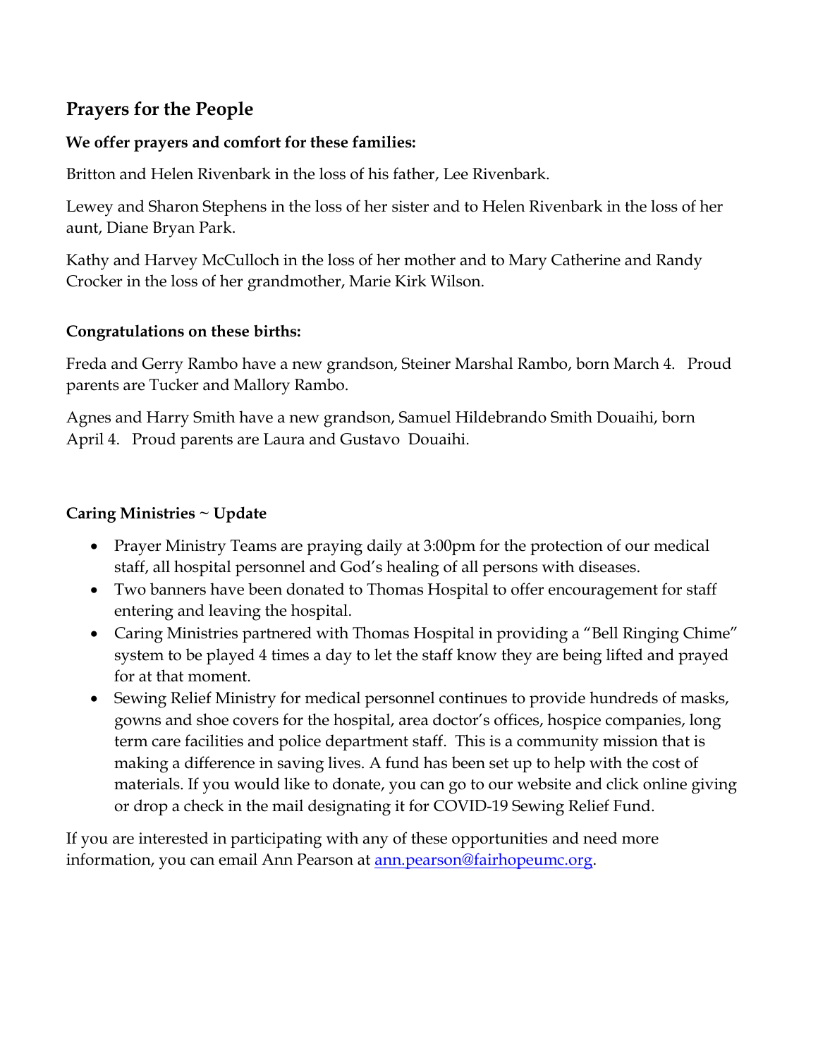## Prayers for the People

**We offer prayers and comfort for these families:**

Britton and Helen Rivenbark in the loss of his father, Lee Rivenbark.

Lewey and Sharon Stephens in the loss of her sister and to Helen Rivenbark in the loss of her aunt, Diane Bryan Park.

Kathy and Harvey McCulloch in the loss of her mother and to Mary Catherine and Randy Crocker in the loss of her grandmother, Marie Kirk Wilson.

**Congratulations on these births:**

Freda and Gerry Rambo have a new grandson, Steiner Marshal Rambo, born March 4. Proud parents are Tucker and Mallory Rambo.

Agnes and Harry Smith have a new grandson, Samuel Hildebrando Smith Douaihi, born April 4. Proud parents are Laura and Gustavo Douaihi.

**Caring Ministries ~ Update**

- Prayer Ministry Teams are praying daily at 3:00pm for the protection of our medical staff, all hospital personnel and God's healing of all persons with diseases.
- Two banners have been donated to Thomas Hospital to offer encouragement for staff entering and leaving the hospital.
- Caring Ministries partnered with Thomas Hospital in providing a "Bell Ringing Chime" system to be played 4 times a day to let the staff know they are being lifted and prayed for at that moment.
- Sewing Relief Ministry for medical personnel continues to provide hundreds of masks, gowns and shoe covers for the hospital, area doctor's offices, hospice companies, long term care facilities and police department staff. This is a community mission that is making a difference in saving lives. A fund has been set up to help with the cost of materials. If you would like to donate, you can go to our website and click online giving or drop a check in the mail designating it for COVID-19 Sewing Relief Fund.

If you are interested in participating with any of these opportunities and need more information, you can email Ann Pearson at ann.pearson@fairhopeumc.org.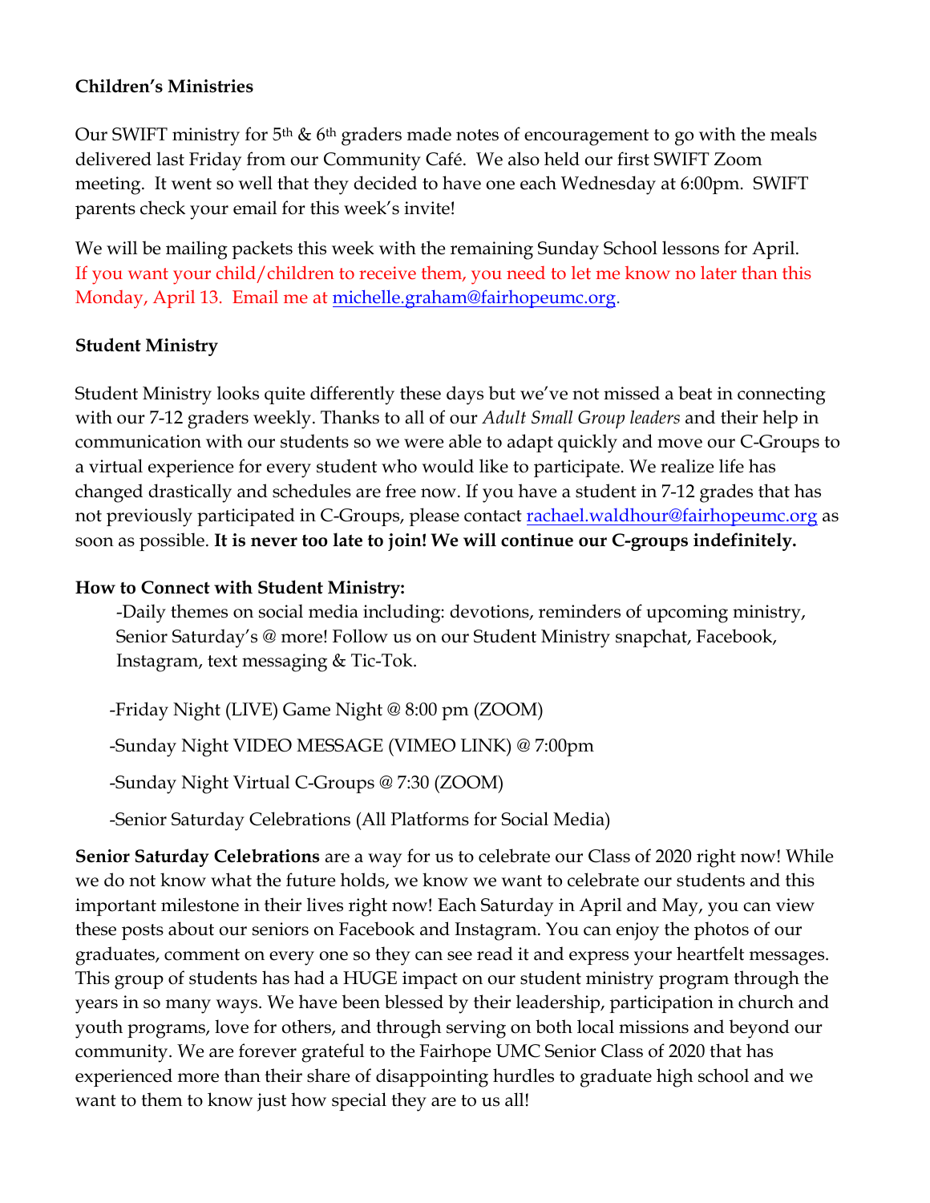**Children's Ministries**

Our SWIFT ministry for 5th & 6th graders made notes of encouragement to go with the meals delivered last Friday from our Community Café. We also held our first SWIFT Zoom meeting. It went so well that they decided to have one each Wednesday at 6:00pm. SWIFT parents check your email for this week's invite!

We will be mailing packets this week with the remaining Sunday School lessons for April. If you want your child/children to receive them, you need to let me know no later than this Monday, April 13. Email me at michelle.graham@fairhopeumc.org.

**Student Ministry**

Student Ministry looks quite differently these days but we've not missed a beat in connecting with our 7-12 graders weekly. Thanks to all of our *Adult Small Group leaders* and their help in communication with our students so we were able to adapt quickly and move our C-Groups to a virtual experience for every student who would like to participate. We realize life has changed drastically and schedules are free now. If you have a student in 7-12 grades that has not previously participated in C-Groups, please contact rachael.waldhour@fairhopeumc.org as soon as possible. **It is never too late to join! We will continue our C-groups indefinitely.**

**How to Connect with Student Ministry:**

-Daily themes on social media including: devotions, reminders of upcoming ministry, Senior Saturday's @ more! Follow us on our Student Ministry snapchat, Facebook, Instagram, text messaging & Tic-Tok.

-Friday Night (LIVE) Game Night @ 8:00 pm (ZOOM)

-Sunday Night VIDEO MESSAGE (VIMEO LINK) @ 7:00pm

-Sunday Night Virtual C-Groups @ 7:30 (ZOOM)

-Senior Saturday Celebrations (All Platforms for Social Media)

**Senior Saturday Celebrations** are a way for us to celebrate our Class of 2020 right now! While we do not know what the future holds, we know we want to celebrate our students and this important milestone in their lives right now! Each Saturday in April and May, you can view these posts about our seniors on Facebook and Instagram. You can enjoy the photos of our graduates, comment on every one so they can see read it and express your heartfelt messages. This group of students has had a HUGE impact on our student ministry program through the years in so many ways. We have been blessed by their leadership, participation in church and youth programs, love for others, and through serving on both local missions and beyond our community. We are forever grateful to the Fairhope UMC Senior Class of 2020 that has experienced more than their share of disappointing hurdles to graduate high school and we want to them to know just how special they are to us all!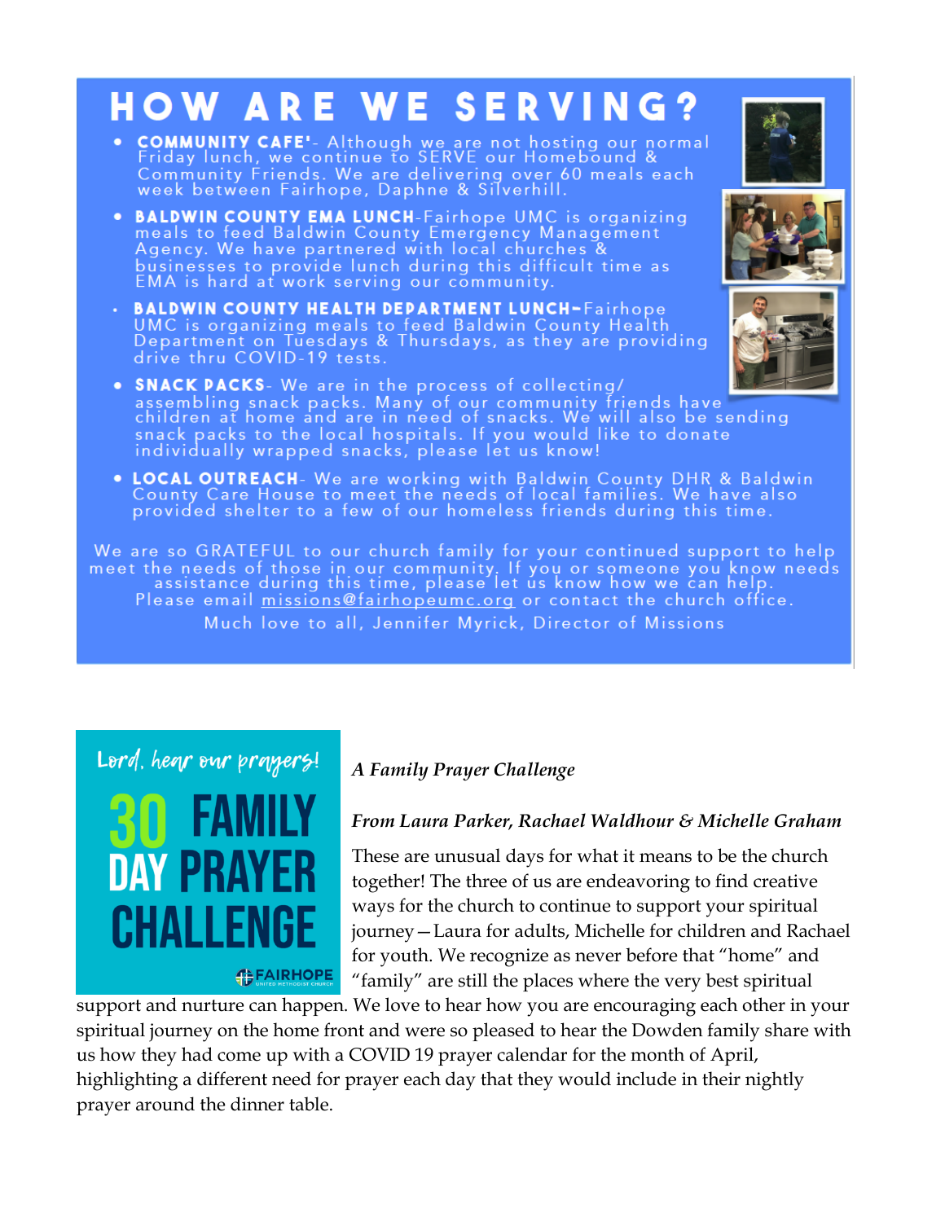# HOW ARE WE SERVING?

- **COMMUNITY CAFE'**- Although we are not hosting our normal Friday lunch, we continue to SERVE our Homebound & Community Friends. We are delivering over 60 meals each week between Fairhope, Daphne & Silverhill.
- **BALDWIN COUNTY EMA LUNCH**-Fairhope UMC is organizing meals to feed Baldwin County Emergency Management Agency. We have partnered with local churches & businesses to provide lunch during this difficult time as EMA is hard at work serving our community.
- **BALDWIN COUNTY HEALTH DEPARTMENT LUNCH**–Fairhope UMC is organizing meals to feed Baldwin County Health Department on Tuesdays & Thursdays, as they are providing drive thru COVID-19 tests.
- **SNACK PACKS**- We are in the process of collecting/ assembling snack packs. Many of our community friends have children at home and are in need of snacks. We will also be sending snack packs to the local hospitals. If you would like to donate individually wrapped snacks, please let us know!
- **LOCAL OUTREACH**- We are working with Baldwin County DHR & Baldwin County Care House to meet the needs of local families. We have also provided shelter to a few of our homeless friends during this time.

We are so GRATEFUL to our church family for your continued support to help meet the needs of those in our community. If you or someone you know needs assistance during this time, please let us know how we can help. Please email missions@fairhopeumc.org or contact the church office.

Much love to all, Jennifer Myrick, Director of Missions

Lord, hear our prayers!

30 FAMILY DAY PRAYER CHALLENGE

FAIRHOPE UNITED METHODIST CHURCH

***A Family Prayer Challenge***

***From Laura Parker, Rachael Waldhour & Michelle Graham***

These are unusual days for what it means to be the church together! The three of us are endeavoring to find creative ways for the church to continue to support your spiritual journey—Laura for adults, Michelle for children and Rachael for youth. We recognize as never before that "home" and "family" are still the places where the very best spiritual support and nurture can happen. We love to hear how you are encouraging each other in your spiritual journey on the home front and were so pleased to hear the Dowden family share with us how they had come up with a COVID 19 prayer calendar for the month of April, highlighting a different need for prayer each day that they would include in their nightly prayer around the dinner table.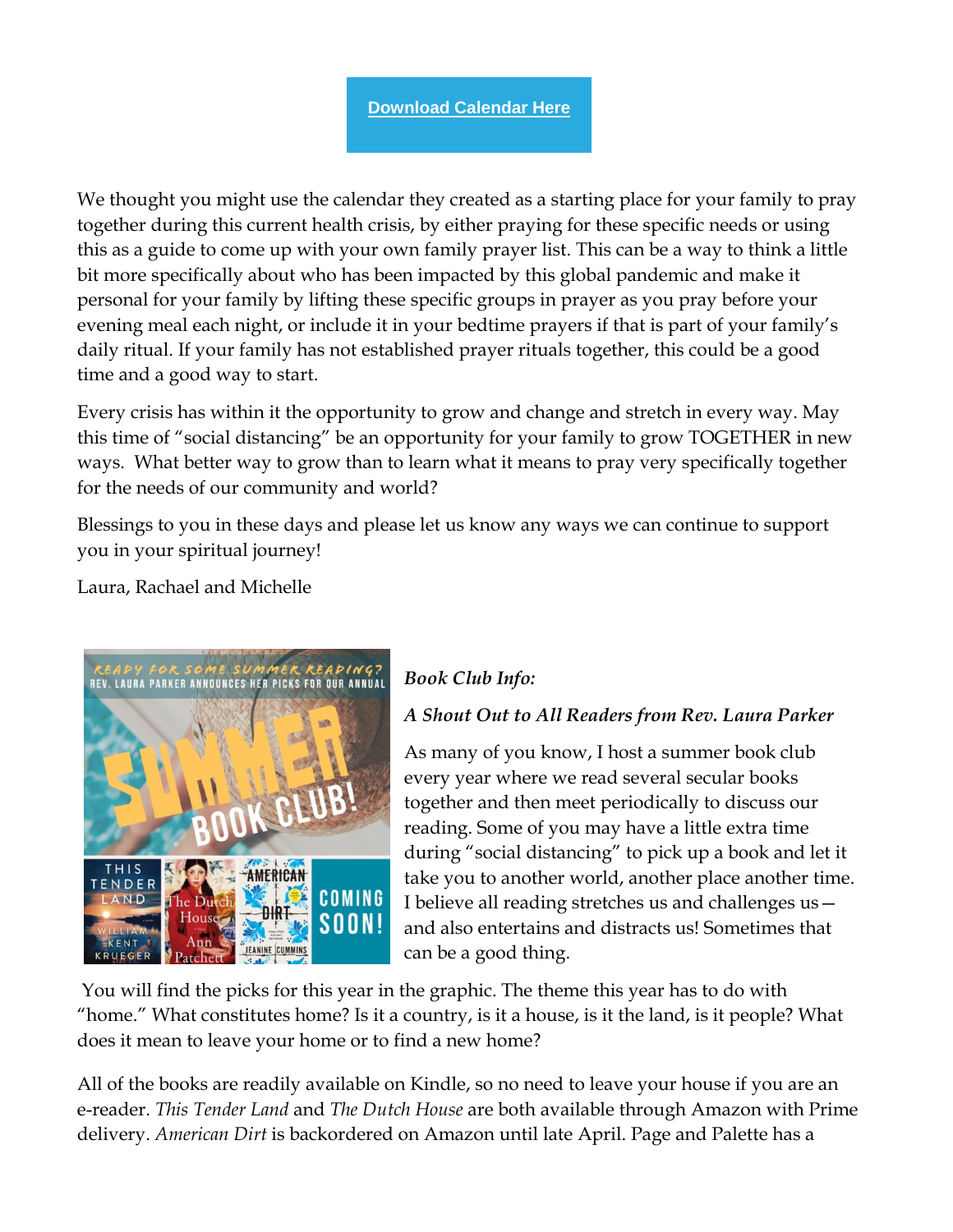[Download Calendar Here]

We thought you might use the calendar they created as a starting place for your family to pray together during this current health crisis, by either praying for these specific needs or using this as a guide to come up with your own family prayer list. This can be a way to think a little bit more specifically about who has been impacted by this global pandemic and make it personal for your family by lifting these specific groups in prayer as you pray before your evening meal each night, or include it in your bedtime prayers if that is part of your family's daily ritual. If your family has not established prayer rituals together, this could be a good time and a good way to start.

Every crisis has within it the opportunity to grow and change and stretch in every way. May this time of "social distancing" be an opportunity for your family to grow TOGETHER in new ways. What better way to grow than to learn what it means to pray very specifically together for the needs of our community and world?

Blessings to you in these days and please let us know any ways we can continue to support you in your spiritual journey!

Laura, Rachael and Michelle

READY FOR SOME SUMMER READING? REV. LAURA PARKER ANNOUNCES HER PICKS FOR OUR ANNUAL SUMMER BOOK CLUB!

THIS TENDER LAND — WILLIAM KENT KRUEGER | The Dutch House — Ann Patchett | AMERICAN DIRT — JEANINE CUMMINS | COMING SOON!

*Book Club Info:*

*A Shout Out to All Readers from Rev. Laura Parker*

As many of you know, I host a summer book club every year where we read several secular books together and then meet periodically to discuss our reading. Some of you may have a little extra time during "social distancing" to pick up a book and let it take you to another world, another place another time. I believe all reading stretches us and challenges us—and also entertains and distracts us! Sometimes that can be a good thing.

You will find the picks for this year in the graphic. The theme this year has to do with "home." What constitutes home? Is it a country, is it a house, is it the land, is it people? What does it mean to leave your home or to find a new home?

All of the books are readily available on Kindle, so no need to leave your house if you are an e-reader. *This Tender Land* and *The Dutch House* are both available through Amazon with Prime delivery. *American Dirt* is backordered on Amazon until late April. Page and Palette has a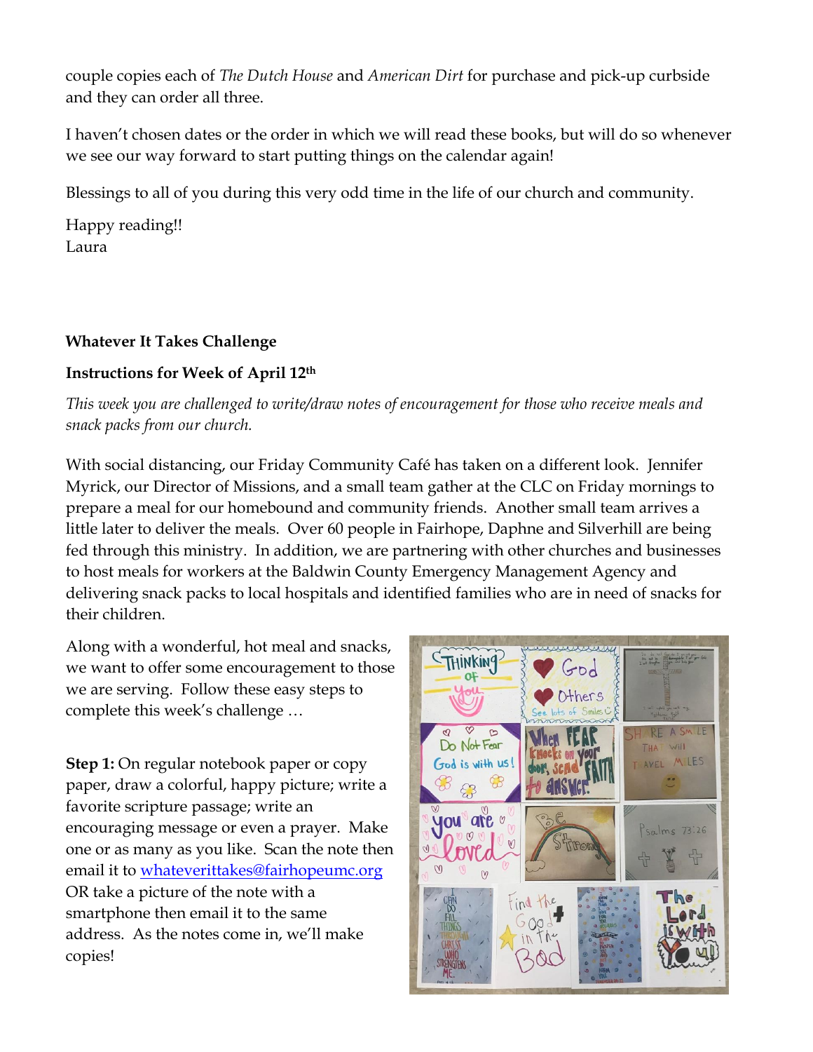couple copies each of *The Dutch House* and *American Dirt* for purchase and pick-up curbside and they can order all three.

I haven't chosen dates or the order in which we will read these books, but will do so whenever we see our way forward to start putting things on the calendar again!

Blessings to all of you during this very odd time in the life of our church and community.

Happy reading!!
Laura

**Whatever It Takes Challenge**

**Instructions for Week of April 12th**

*This week you are challenged to write/draw notes of encouragement for those who receive meals and snack packs from our church.*

With social distancing, our Friday Community Café has taken on a different look. Jennifer Myrick, our Director of Missions, and a small team gather at the CLC on Friday mornings to prepare a meal for our homebound and community friends. Another small team arrives a little later to deliver the meals. Over 60 people in Fairhope, Daphne and Silverhill are being fed through this ministry. In addition, we are partnering with other churches and businesses to host meals for workers at the Baldwin County Emergency Management Agency and delivering snack packs to local hospitals and identified families who are in need of snacks for their children.

Along with a wonderful, hot meal and snacks, we want to offer some encouragement to those we are serving. Follow these easy steps to complete this week's challenge …

**Step 1:** On regular notebook paper or copy paper, draw a colorful, happy picture; write a favorite scripture passage; write an encouraging message or even a prayer. Make one or as many as you like. Scan the note then email it to whateverittakes@fairhopeumc.org OR take a picture of the note with a smartphone then email it to the same address. As the notes come in, we'll make copies!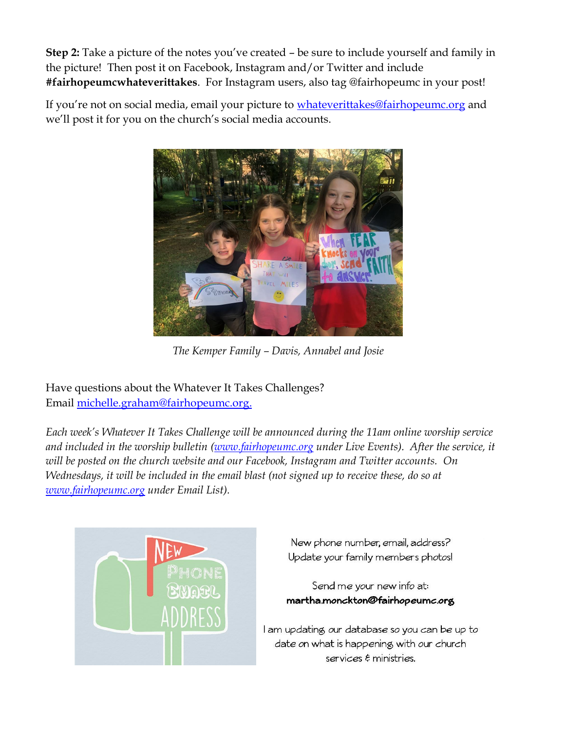**Step 2:** Take a picture of the notes you've created – be sure to include yourself and family in the picture! Then post it on Facebook, Instagram and/or Twitter and include **#fairhopeumcwhateverittakes**. For Instagram users, also tag @fairhopeumc in your post!

If you're not on social media, email your picture to whateverittakes@fairhopeumc.org and we'll post it for you on the church's social media accounts.

*The Kemper Family – Davis, Annabel and Josie*

Have questions about the Whatever It Takes Challenges?
Email michelle.graham@fairhopeumc.org.

*Each week's Whatever It Takes Challenge will be announced during the 11am online worship service and included in the worship bulletin (www.fairhopeumc.org under Live Events). After the service, it will be posted on the church website and our Facebook, Instagram and Twitter accounts. On Wednesdays, it will be included in the email blast (not signed up to receive these, do so at www.fairhopeumc.org under Email List).*

New phone number, email, address?
Update your family members photos!

Send me your new info at:
**martha.monckton@fairhopeumc.org**

I am updating our database so you can be up to date on what is happening with our church services & ministries.